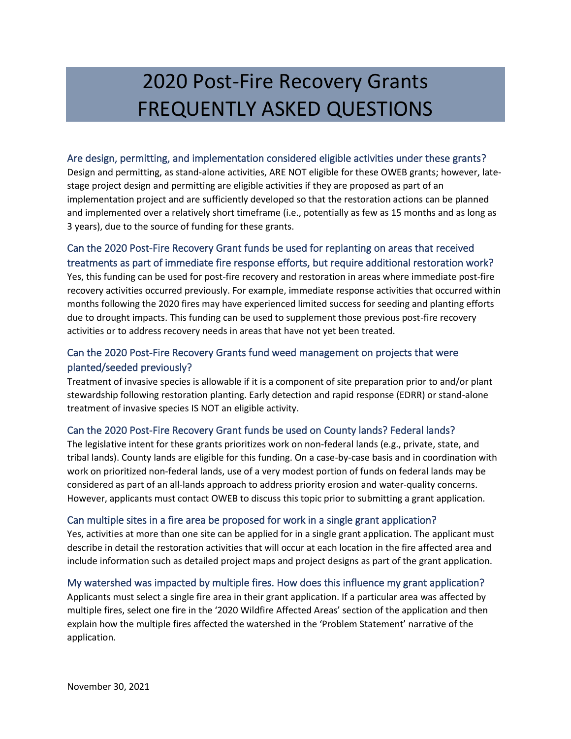# 2020 Post-Fire Recovery Grants FREQUENTLY ASKED QUESTIONS

### Are design, permitting, and implementation considered eligible activities under these grants?

Design and permitting, as stand-alone activities, ARE NOT eligible for these OWEB grants; however, late-stage project design and permitting are eligible activities if they are proposed as part of an implementation project and are sufficiently developed so that the restoration actions can be planned and implemented over a relatively short timeframe (i.e., potentially as few as 15 months and as long as 3 years), due to the source of funding for these grants.

### Can the 2020 Post-Fire Recovery Grant funds be used for replanting on areas that received treatments as part of immediate fire response efforts, but require additional restoration work?

Yes, this funding can be used for post-fire recovery and restoration in areas where immediate post-fire recovery activities occurred previously. For example, immediate response activities that occurred within months following the 2020 fires may have experienced limited success for seeding and planting efforts due to drought impacts. This funding can be used to supplement those previous post-fire recovery activities or to address recovery needs in areas that have not yet been treated.

### Can the 2020 Post-Fire Recovery Grants fund weed management on projects that were planted/seeded previously?

Treatment of invasive species is allowable if it is a component of site preparation prior to and/or plant stewardship following restoration planting. Early detection and rapid response (EDRR) or stand-alone treatment of invasive species IS NOT an eligible activity.

### Can the 2020 Post-Fire Recovery Grant funds be used on County lands? Federal lands?

The legislative intent for these grants prioritizes work on non-federal lands (e.g., private, state, and tribal lands). County lands are eligible for this funding. On a case-by-case basis and in coordination with work on prioritized non-federal lands, use of a very modest portion of funds on federal lands may be considered as part of an all-lands approach to address priority erosion and water-quality concerns. However, applicants must contact OWEB to discuss this topic prior to submitting a grant application.

### Can multiple sites in a fire area be proposed for work in a single grant application?

Yes, activities at more than one site can be applied for in a single grant application. The applicant must describe in detail the restoration activities that will occur at each location in the fire affected area and include information such as detailed project maps and project designs as part of the grant application.

### My watershed was impacted by multiple fires. How does this influence my grant application?

Applicants must select a single fire area in their grant application. If a particular area was affected by multiple fires, select one fire in the '2020 Wildfire Affected Areas' section of the application and then explain how the multiple fires affected the watershed in the 'Problem Statement' narrative of the application.

November 30, 2021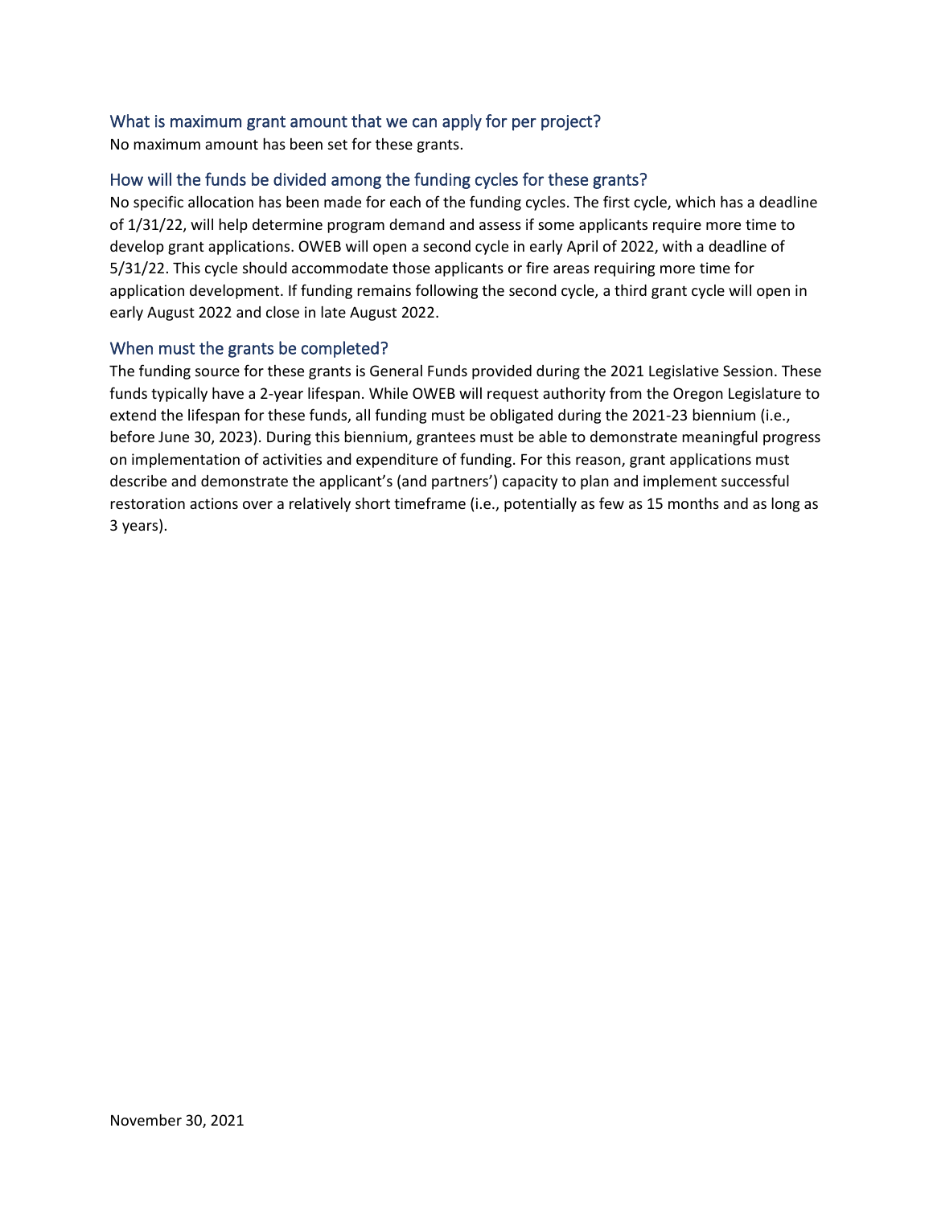## What is maximum grant amount that we can apply for per project?

No maximum amount has been set for these grants.

## How will the funds be divided among the funding cycles for these grants?

No specific allocation has been made for each of the funding cycles. The first cycle, which has a deadline of 1/31/22, will help determine program demand and assess if some applicants require more time to develop grant applications. OWEB will open a second cycle in early April of 2022, with a deadline of 5/31/22. This cycle should accommodate those applicants or fire areas requiring more time for application development. If funding remains following the second cycle, a third grant cycle will open in early August 2022 and close in late August 2022.

## When must the grants be completed?

The funding source for these grants is General Funds provided during the 2021 Legislative Session. These funds typically have a 2-year lifespan. While OWEB will request authority from the Oregon Legislature to extend the lifespan for these funds, all funding must be obligated during the 2021-23 biennium (i.e., before June 30, 2023). During this biennium, grantees must be able to demonstrate meaningful progress on implementation of activities and expenditure of funding. For this reason, grant applications must describe and demonstrate the applicant's (and partners') capacity to plan and implement successful restoration actions over a relatively short timeframe (i.e., potentially as few as 15 months and as long as 3 years).

November 30, 2021